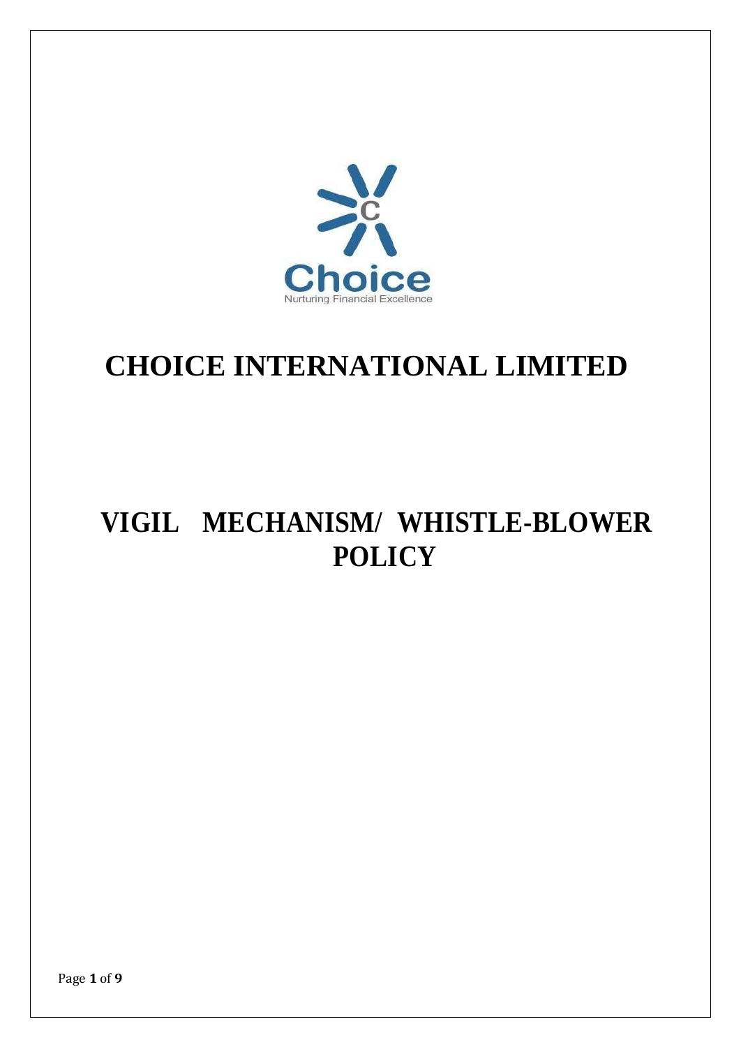# CHOICE INTERNATIONAL LIMITED

# VIGIL MECHANISM/ WHISTLE-BLOWER POLICY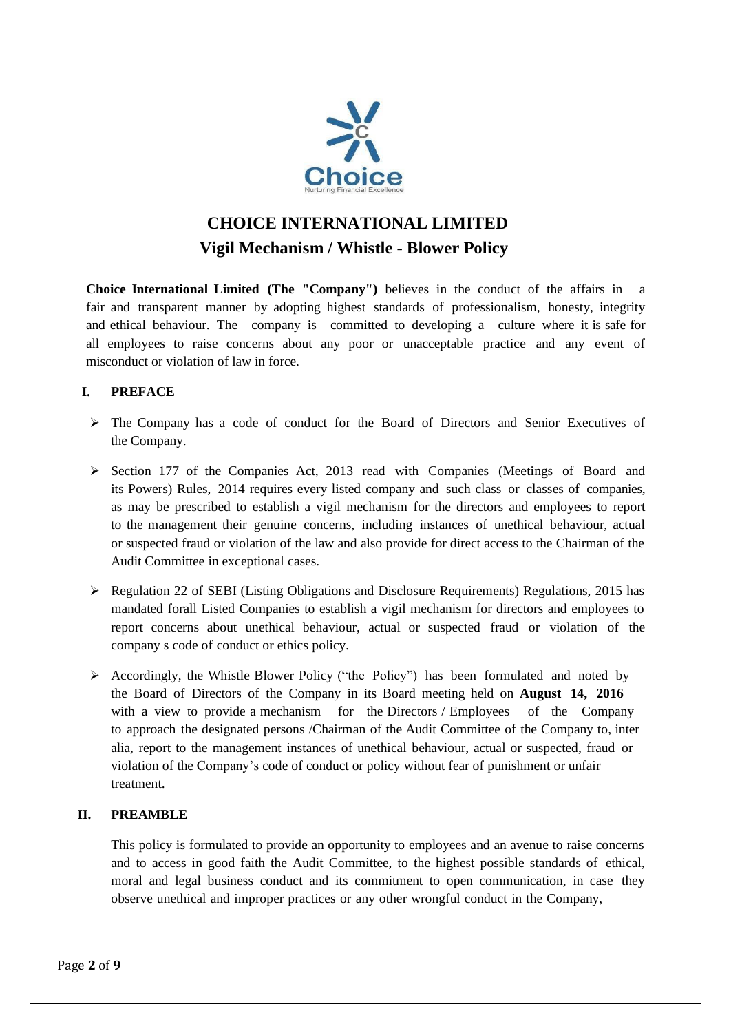# CHOICE INTERNATIONAL LIMITED

## Vigil Mechanism / Whistle - Blower Policy

**Choice International Limited (The "Company")** believes in the conduct of the affairs in a fair and transparent manner by adopting highest standards of professionalism, honesty, integrity and ethical behaviour. The company is committed to developing a culture where it is safe for all employees to raise concerns about any poor or unacceptable practice and any event of misconduct or violation of law in force.

### I. PREFACE

- The Company has a code of conduct for the Board of Directors and Senior Executives of the Company.
- Section 177 of the Companies Act, 2013 read with Companies (Meetings of Board and its Powers) Rules, 2014 requires every listed company and such class or classes of companies, as may be prescribed to establish a vigil mechanism for the directors and employees to report to the management their genuine concerns, including instances of unethical behaviour, actual or suspected fraud or violation of the law and also provide for direct access to the Chairman of the Audit Committee in exceptional cases.
- Regulation 22 of SEBI (Listing Obligations and Disclosure Requirements) Regulations, 2015 has mandated forall Listed Companies to establish a vigil mechanism for directors and employees to report concerns about unethical behaviour, actual or suspected fraud or violation of the company s code of conduct or ethics policy.
- Accordingly, the Whistle Blower Policy ("the Policy") has been formulated and noted by the Board of Directors of the Company in its Board meeting held on **August 14, 2016** with a view to provide a mechanism for the Directors / Employees of the Company to approach the designated persons /Chairman of the Audit Committee of the Company to, inter alia, report to the management instances of unethical behaviour, actual or suspected, fraud or violation of the Company's code of conduct or policy without fear of punishment or unfair treatment.

### II. PREAMBLE

This policy is formulated to provide an opportunity to employees and an avenue to raise concerns and to access in good faith the Audit Committee, to the highest possible standards of ethical, moral and legal business conduct and its commitment to open communication, in case they observe unethical and improper practices or any other wrongful conduct in the Company,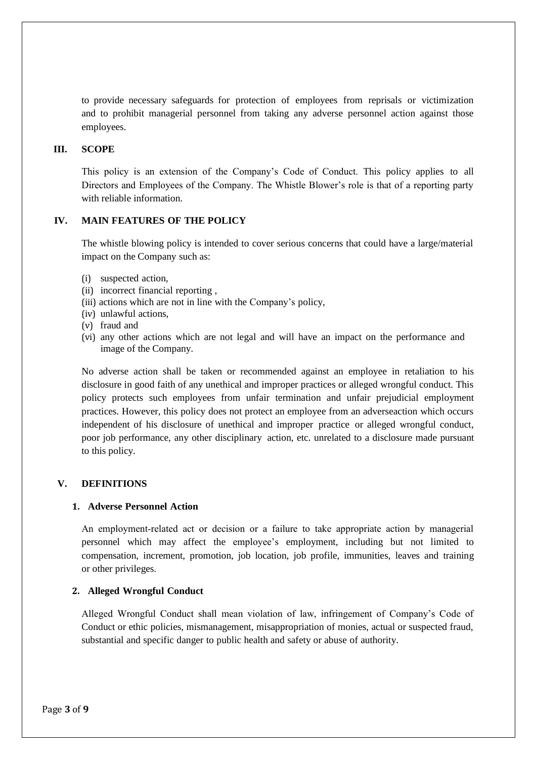to provide necessary safeguards for protection of employees from reprisals or victimization and to prohibit managerial personnel from taking any adverse personnel action against those employees.

## III. SCOPE

This policy is an extension of the Company's Code of Conduct. This policy applies to all Directors and Employees of the Company. The Whistle Blower's role is that of a reporting party with reliable information.

## IV. MAIN FEATURES OF THE POLICY

The whistle blowing policy is intended to cover serious concerns that could have a large/material impact on the Company such as:

(i) suspected action,
(ii) incorrect financial reporting ,
(iii) actions which are not in line with the Company's policy,
(iv) unlawful actions,
(v) fraud and
(vi) any other actions which are not legal and will have an impact on the performance and image of the Company.

No adverse action shall be taken or recommended against an employee in retaliation to his disclosure in good faith of any unethical and improper practices or alleged wrongful conduct. This policy protects such employees from unfair termination and unfair prejudicial employment practices. However, this policy does not protect an employee from an adverseaction which occurs independent of his disclosure of unethical and improper practice or alleged wrongful conduct, poor job performance, any other disciplinary action, etc. unrelated to a disclosure made pursuant to this policy.

## V. DEFINITIONS

### 1. Adverse Personnel Action

An employment-related act or decision or a failure to take appropriate action by managerial personnel which may affect the employee's employment, including but not limited to compensation, increment, promotion, job location, job profile, immunities, leaves and training or other privileges.

### 2. Alleged Wrongful Conduct

Alleged Wrongful Conduct shall mean violation of law, infringement of Company's Code of Conduct or ethic policies, mismanagement, misappropriation of monies, actual or suspected fraud, substantial and specific danger to public health and safety or abuse of authority.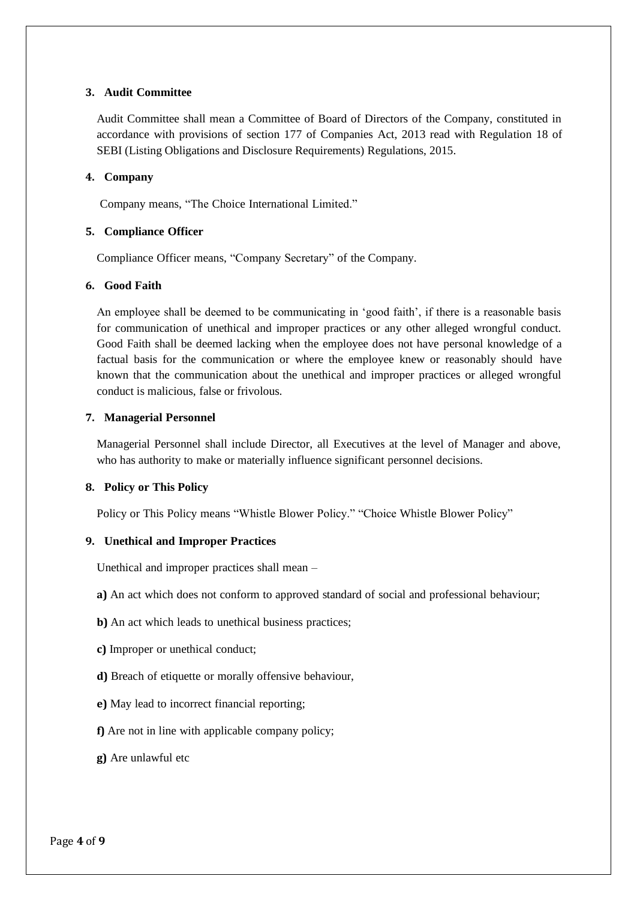**3. Audit Committee**

Audit Committee shall mean a Committee of Board of Directors of the Company, constituted in accordance with provisions of section 177 of Companies Act, 2013 read with Regulation 18 of SEBI (Listing Obligations and Disclosure Requirements) Regulations, 2015.

**4. Company**

Company means, "The Choice International Limited."

**5. Compliance Officer**

Compliance Officer means, "Company Secretary" of the Company.

**6. Good Faith**

An employee shall be deemed to be communicating in 'good faith', if there is a reasonable basis for communication of unethical and improper practices or any other alleged wrongful conduct. Good Faith shall be deemed lacking when the employee does not have personal knowledge of a factual basis for the communication or where the employee knew or reasonably should have known that the communication about the unethical and improper practices or alleged wrongful conduct is malicious, false or frivolous.

**7. Managerial Personnel**

Managerial Personnel shall include Director, all Executives at the level of Manager and above, who has authority to make or materially influence significant personnel decisions.

**8. Policy or This Policy**

Policy or This Policy means "Whistle Blower Policy." "Choice Whistle Blower Policy"

**9. Unethical and Improper Practices**

Unethical and improper practices shall mean –

**a)** An act which does not conform to approved standard of social and professional behaviour;

**b)** An act which leads to unethical business practices;

**c)** Improper or unethical conduct;

**d)** Breach of etiquette or morally offensive behaviour,

**e)** May lead to incorrect financial reporting;

**f)** Are not in line with applicable company policy;

**g)** Are unlawful etc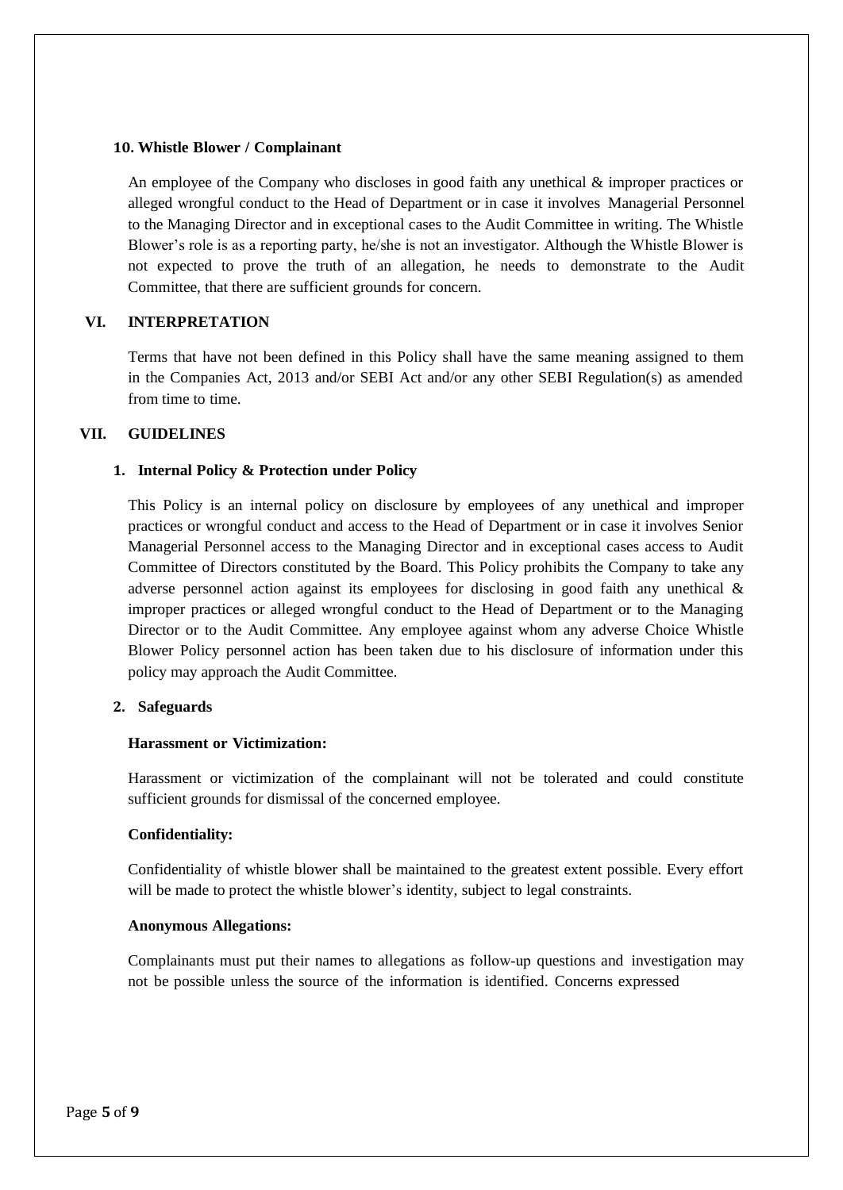**10. Whistle Blower / Complainant**

An employee of the Company who discloses in good faith any unethical & improper practices or alleged wrongful conduct to the Head of Department or in case it involves Managerial Personnel to the Managing Director and in exceptional cases to the Audit Committee in writing. The Whistle Blower's role is as a reporting party, he/she is not an investigator. Although the Whistle Blower is not expected to prove the truth of an allegation, he needs to demonstrate to the Audit Committee, that there are sufficient grounds for concern.

## VI. INTERPRETATION

Terms that have not been defined in this Policy shall have the same meaning assigned to them in the Companies Act, 2013 and/or SEBI Act and/or any other SEBI Regulation(s) as amended from time to time.

## VII. GUIDELINES

### 1. Internal Policy & Protection under Policy

This Policy is an internal policy on disclosure by employees of any unethical and improper practices or wrongful conduct and access to the Head of Department or in case it involves Senior Managerial Personnel access to the Managing Director and in exceptional cases access to Audit Committee of Directors constituted by the Board. This Policy prohibits the Company to take any adverse personnel action against its employees for disclosing in good faith any unethical & improper practices or alleged wrongful conduct to the Head of Department or to the Managing Director or to the Audit Committee. Any employee against whom any adverse Choice Whistle Blower Policy personnel action has been taken due to his disclosure of information under this policy may approach the Audit Committee.

### 2. Safeguards

**Harassment or Victimization:**

Harassment or victimization of the complainant will not be tolerated and could constitute sufficient grounds for dismissal of the concerned employee.

**Confidentiality:**

Confidentiality of whistle blower shall be maintained to the greatest extent possible. Every effort will be made to protect the whistle blower's identity, subject to legal constraints.

**Anonymous Allegations:**

Complainants must put their names to allegations as follow-up questions and investigation may not be possible unless the source of the information is identified. Concerns expressed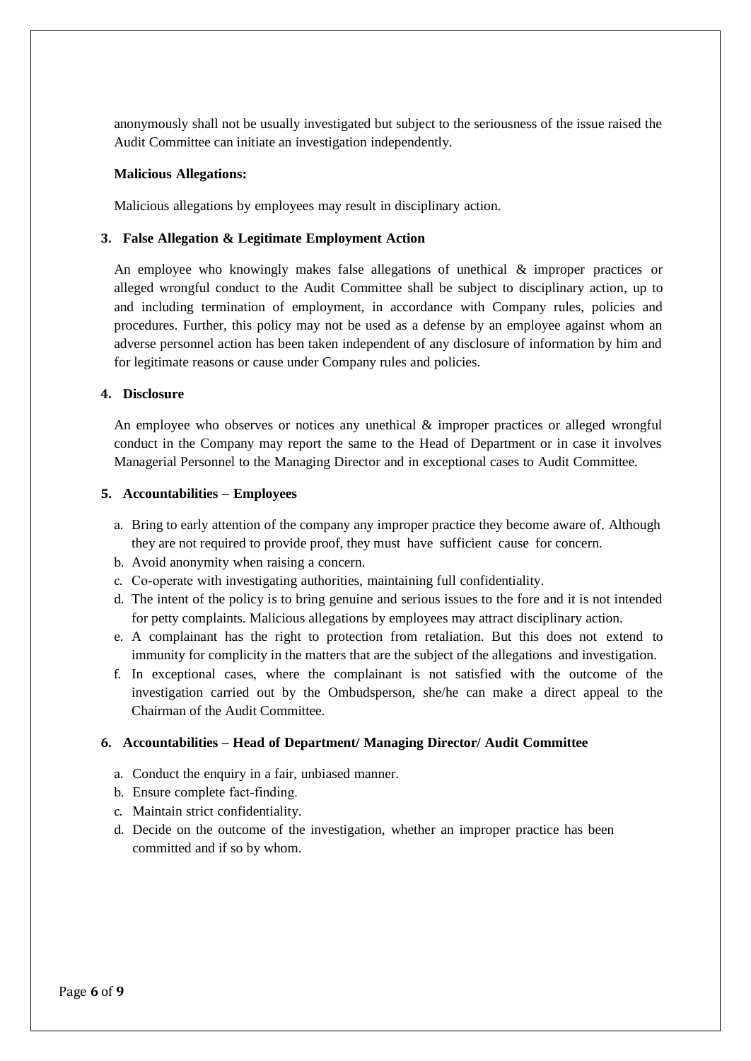anonymously shall not be usually investigated but subject to the seriousness of the issue raised the Audit Committee can initiate an investigation independently.

**Malicious Allegations:**

Malicious allegations by employees may result in disciplinary action.

**3. False Allegation & Legitimate Employment Action**

An employee who knowingly makes false allegations of unethical & improper practices or alleged wrongful conduct to the Audit Committee shall be subject to disciplinary action, up to and including termination of employment, in accordance with Company rules, policies and procedures. Further, this policy may not be used as a defense by an employee against whom an adverse personnel action has been taken independent of any disclosure of information by him and for legitimate reasons or cause under Company rules and policies.

**4. Disclosure**

An employee who observes or notices any unethical & improper practices or alleged wrongful conduct in the Company may report the same to the Head of Department or in case it involves Managerial Personnel to the Managing Director and in exceptional cases to Audit Committee.

**5. Accountabilities – Employees**

a. Bring to early attention of the company any improper practice they become aware of. Although they are not required to provide proof, they must have sufficient cause for concern.
b. Avoid anonymity when raising a concern.
c. Co-operate with investigating authorities, maintaining full confidentiality.
d. The intent of the policy is to bring genuine and serious issues to the fore and it is not intended for petty complaints. Malicious allegations by employees may attract disciplinary action.
e. A complainant has the right to protection from retaliation. But this does not extend to immunity for complicity in the matters that are the subject of the allegations and investigation.
f. In exceptional cases, where the complainant is not satisfied with the outcome of the investigation carried out by the Ombudsperson, she/he can make a direct appeal to the Chairman of the Audit Committee.

**6. Accountabilities – Head of Department/ Managing Director/ Audit Committee**

a. Conduct the enquiry in a fair, unbiased manner.
b. Ensure complete fact-finding.
c. Maintain strict confidentiality.
d. Decide on the outcome of the investigation, whether an improper practice has been committed and if so by whom.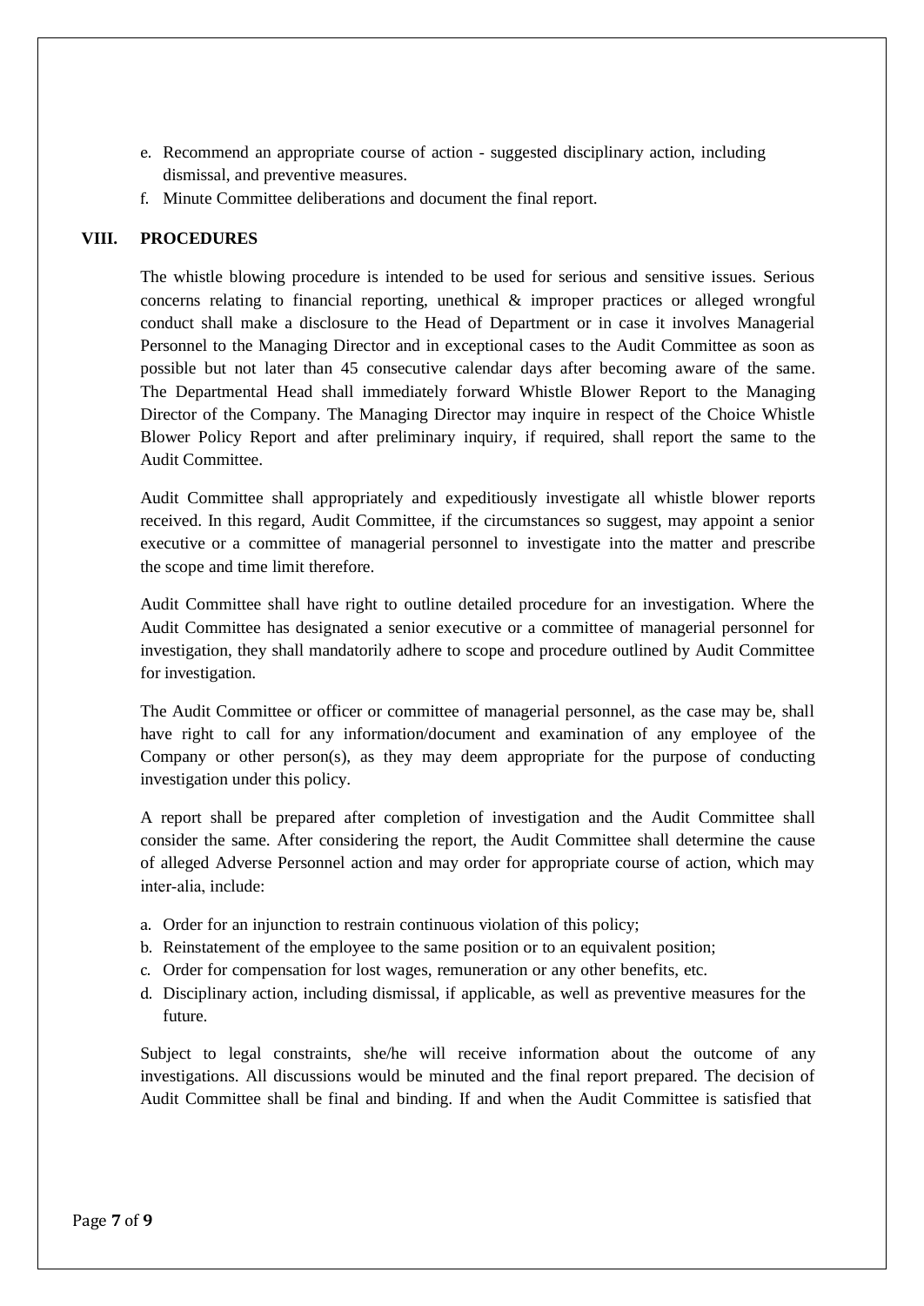e. Recommend an appropriate course of action - suggested disciplinary action, including dismissal, and preventive measures.
f. Minute Committee deliberations and document the final report.

## VIII. PROCEDURES

The whistle blowing procedure is intended to be used for serious and sensitive issues. Serious concerns relating to financial reporting, unethical & improper practices or alleged wrongful conduct shall make a disclosure to the Head of Department or in case it involves Managerial Personnel to the Managing Director and in exceptional cases to the Audit Committee as soon as possible but not later than 45 consecutive calendar days after becoming aware of the same. The Departmental Head shall immediately forward Whistle Blower Report to the Managing Director of the Company. The Managing Director may inquire in respect of the Choice Whistle Blower Policy Report and after preliminary inquiry, if required, shall report the same to the Audit Committee.

Audit Committee shall appropriately and expeditiously investigate all whistle blower reports received. In this regard, Audit Committee, if the circumstances so suggest, may appoint a senior executive or a committee of managerial personnel to investigate into the matter and prescribe the scope and time limit therefore.

Audit Committee shall have right to outline detailed procedure for an investigation. Where the Audit Committee has designated a senior executive or a committee of managerial personnel for investigation, they shall mandatorily adhere to scope and procedure outlined by Audit Committee for investigation.

The Audit Committee or officer or committee of managerial personnel, as the case may be, shall have right to call for any information/document and examination of any employee of the Company or other person(s), as they may deem appropriate for the purpose of conducting investigation under this policy.

A report shall be prepared after completion of investigation and the Audit Committee shall consider the same. After considering the report, the Audit Committee shall determine the cause of alleged Adverse Personnel action and may order for appropriate course of action, which may inter-alia, include:

a. Order for an injunction to restrain continuous violation of this policy;
b. Reinstatement of the employee to the same position or to an equivalent position;
c. Order for compensation for lost wages, remuneration or any other benefits, etc.
d. Disciplinary action, including dismissal, if applicable, as well as preventive measures for the future.

Subject to legal constraints, she/he will receive information about the outcome of any investigations. All discussions would be minuted and the final report prepared. The decision of Audit Committee shall be final and binding. If and when the Audit Committee is satisfied that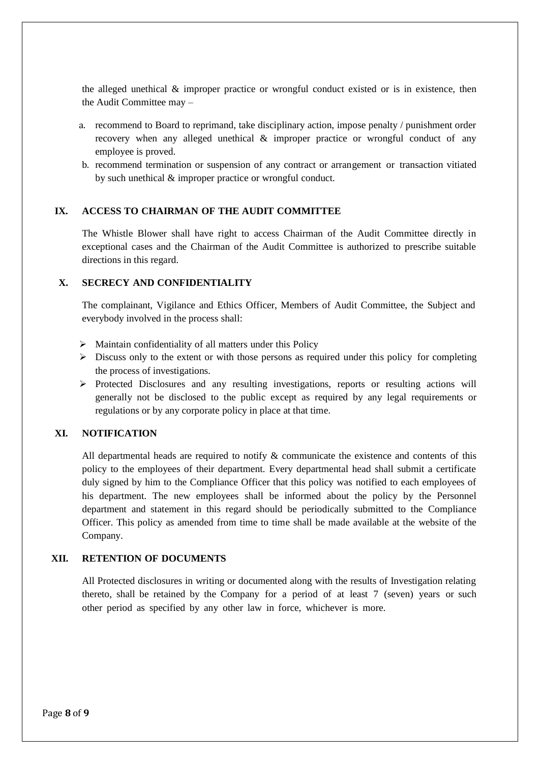the alleged unethical & improper practice or wrongful conduct existed or is in existence, then the Audit Committee may –

a. recommend to Board to reprimand, take disciplinary action, impose penalty / punishment order recovery when any alleged unethical & improper practice or wrongful conduct of any employee is proved.
b. recommend termination or suspension of any contract or arrangement or transaction vitiated by such unethical & improper practice or wrongful conduct.

## IX. ACCESS TO CHAIRMAN OF THE AUDIT COMMITTEE

The Whistle Blower shall have right to access Chairman of the Audit Committee directly in exceptional cases and the Chairman of the Audit Committee is authorized to prescribe suitable directions in this regard.

## X. SECRECY AND CONFIDENTIALITY

The complainant, Vigilance and Ethics Officer, Members of Audit Committee, the Subject and everybody involved in the process shall:

- Maintain confidentiality of all matters under this Policy
- Discuss only to the extent or with those persons as required under this policy for completing the process of investigations.
- Protected Disclosures and any resulting investigations, reports or resulting actions will generally not be disclosed to the public except as required by any legal requirements or regulations or by any corporate policy in place at that time.

## XI. NOTIFICATION

All departmental heads are required to notify & communicate the existence and contents of this policy to the employees of their department. Every departmental head shall submit a certificate duly signed by him to the Compliance Officer that this policy was notified to each employees of his department. The new employees shall be informed about the policy by the Personnel department and statement in this regard should be periodically submitted to the Compliance Officer. This policy as amended from time to time shall be made available at the website of the Company.

## XII. RETENTION OF DOCUMENTS

All Protected disclosures in writing or documented along with the results of Investigation relating thereto, shall be retained by the Company for a period of at least 7 (seven) years or such other period as specified by any other law in force, whichever is more.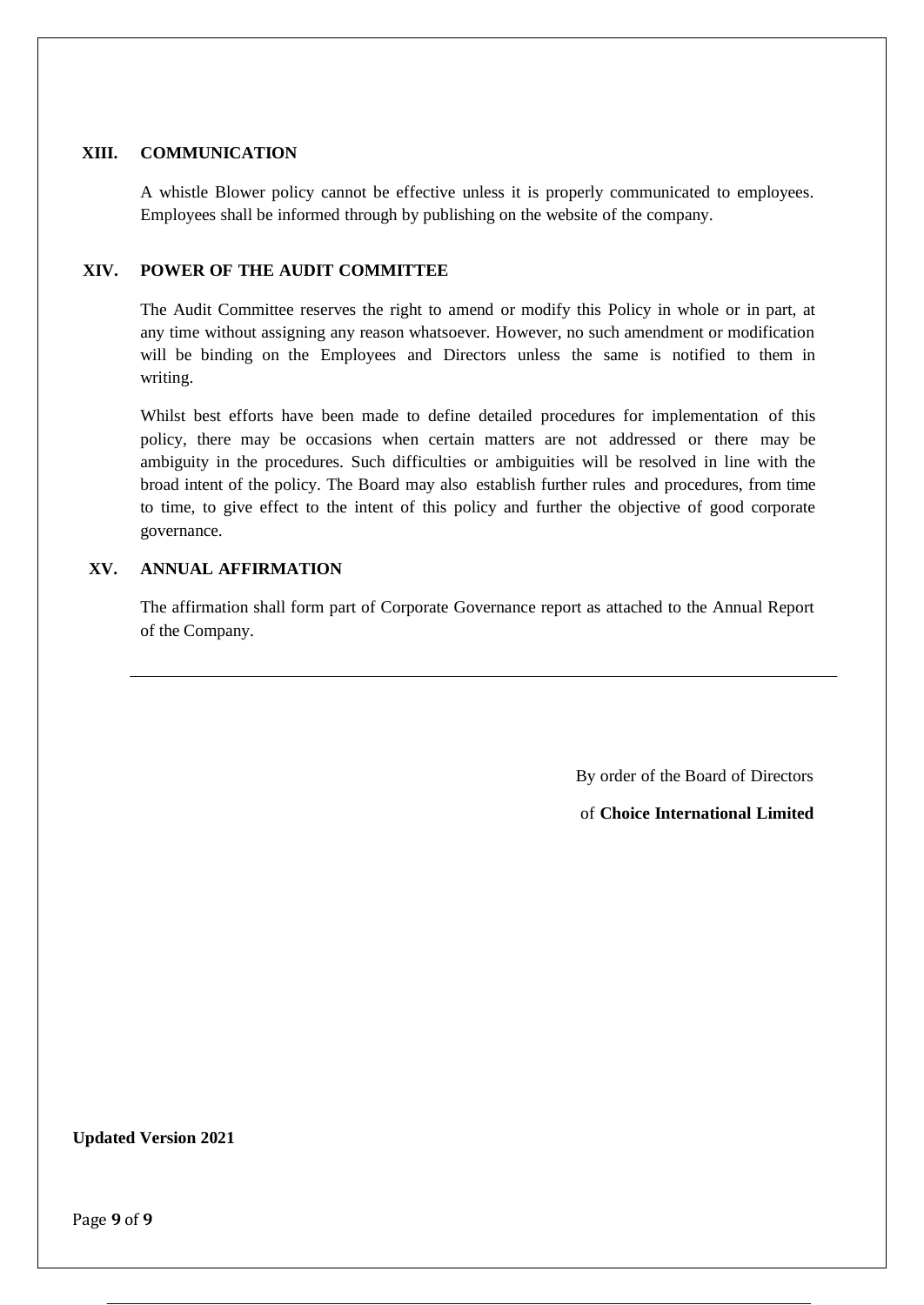## XIII. COMMUNICATION

A whistle Blower policy cannot be effective unless it is properly communicated to employees. Employees shall be informed through by publishing on the website of the company.

## XIV. POWER OF THE AUDIT COMMITTEE

The Audit Committee reserves the right to amend or modify this Policy in whole or in part, at any time without assigning any reason whatsoever. However, no such amendment or modification will be binding on the Employees and Directors unless the same is notified to them in writing.

Whilst best efforts have been made to define detailed procedures for implementation of this policy, there may be occasions when certain matters are not addressed or there may be ambiguity in the procedures. Such difficulties or ambiguities will be resolved in line with the broad intent of the policy. The Board may also establish further rules and procedures, from time to time, to give effect to the intent of this policy and further the objective of good corporate governance.

## XV. ANNUAL AFFIRMATION

The affirmation shall form part of Corporate Governance report as attached to the Annual Report of the Company.

---

By order of the Board of Directors

of **Choice International Limited**

**Updated Version 2021**